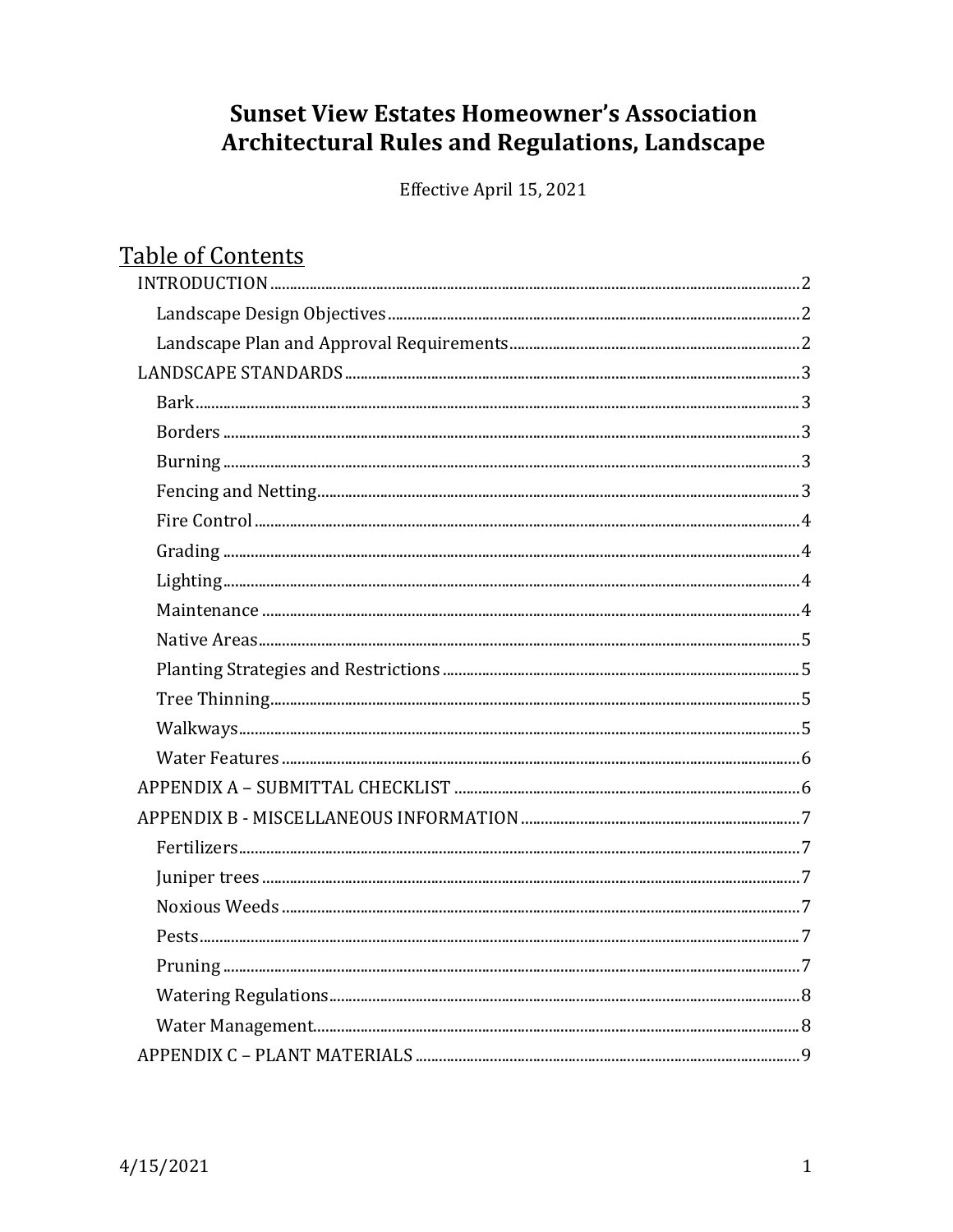# Sunset View Estates Homeowner's Association
# Architectural Rules and Regulations, Landscape

Effective April 15, 2021

## Table of Contents

- INTRODUCTION ........ 2
  - Landscape Design Objectives ........ 2
  - Landscape Plan and Approval Requirements ........ 2
- LANDSCAPE STANDARDS ........ 3
  - Bark ........ 3
  - Borders ........ 3
  - Burning ........ 3
  - Fencing and Netting ........ 3
  - Fire Control ........ 4
  - Grading ........ 4
  - Lighting ........ 4
  - Maintenance ........ 4
  - Native Areas ........ 5
  - Planting Strategies and Restrictions ........ 5
  - Tree Thinning ........ 5
  - Walkways ........ 5
  - Water Features ........ 6
- APPENDIX A – SUBMITTAL CHECKLIST ........ 6
- APPENDIX B - MISCELLANEOUS INFORMATION ........ 7
  - Fertilizers ........ 7
  - Juniper trees ........ 7
  - Noxious Weeds ........ 7
  - Pests ........ 7
  - Pruning ........ 7
  - Watering Regulations ........ 8
  - Water Management ........ 8
- APPENDIX C – PLANT MATERIALS ........ 9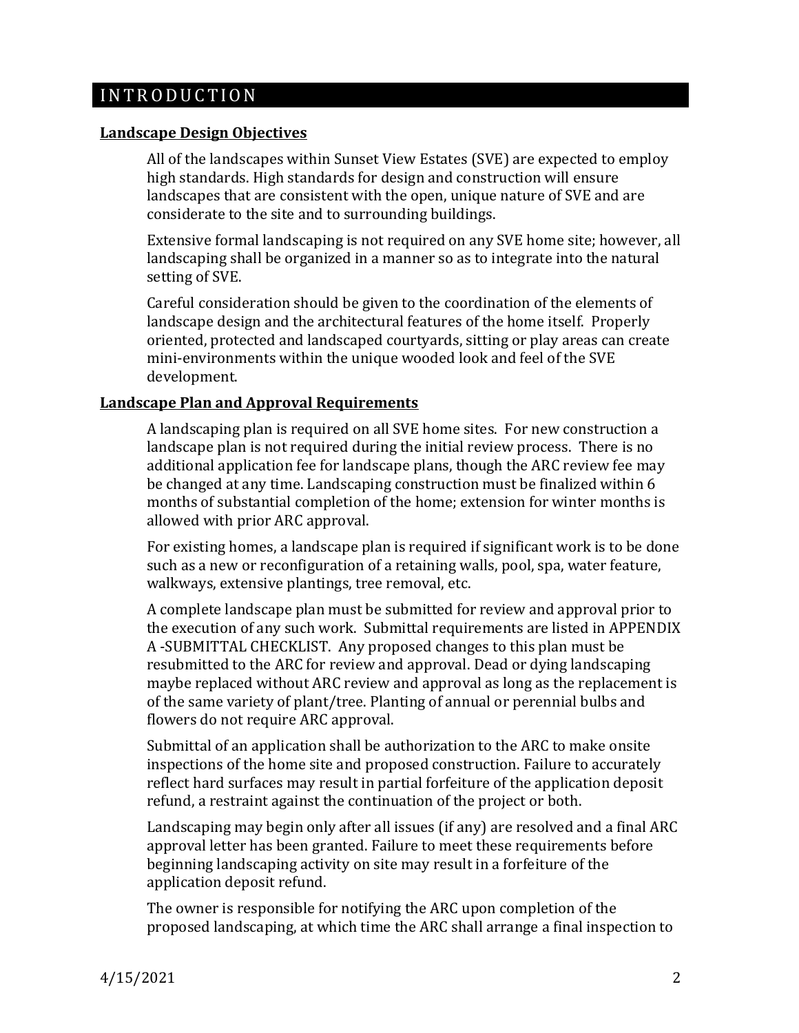# INTRODUCTION

## Landscape Design Objectives

All of the landscapes within Sunset View Estates (SVE) are expected to employ high standards. High standards for design and construction will ensure landscapes that are consistent with the open, unique nature of SVE and are considerate to the site and to surrounding buildings.

Extensive formal landscaping is not required on any SVE home site; however, all landscaping shall be organized in a manner so as to integrate into the natural setting of SVE.

Careful consideration should be given to the coordination of the elements of landscape design and the architectural features of the home itself. Properly oriented, protected and landscaped courtyards, sitting or play areas can create mini-environments within the unique wooded look and feel of the SVE development.

## Landscape Plan and Approval Requirements

A landscaping plan is required on all SVE home sites. For new construction a landscape plan is not required during the initial review process. There is no additional application fee for landscape plans, though the ARC review fee may be changed at any time. Landscaping construction must be finalized within 6 months of substantial completion of the home; extension for winter months is allowed with prior ARC approval.

For existing homes, a landscape plan is required if significant work is to be done such as a new or reconfiguration of a retaining walls, pool, spa, water feature, walkways, extensive plantings, tree removal, etc.

A complete landscape plan must be submitted for review and approval prior to the execution of any such work. Submittal requirements are listed in APPENDIX A -SUBMITTAL CHECKLIST. Any proposed changes to this plan must be resubmitted to the ARC for review and approval. Dead or dying landscaping maybe replaced without ARC review and approval as long as the replacement is of the same variety of plant/tree. Planting of annual or perennial bulbs and flowers do not require ARC approval.

Submittal of an application shall be authorization to the ARC to make onsite inspections of the home site and proposed construction. Failure to accurately reflect hard surfaces may result in partial forfeiture of the application deposit refund, a restraint against the continuation of the project or both.

Landscaping may begin only after all issues (if any) are resolved and a final ARC approval letter has been granted. Failure to meet these requirements before beginning landscaping activity on site may result in a forfeiture of the application deposit refund.

The owner is responsible for notifying the ARC upon completion of the proposed landscaping, at which time the ARC shall arrange a final inspection to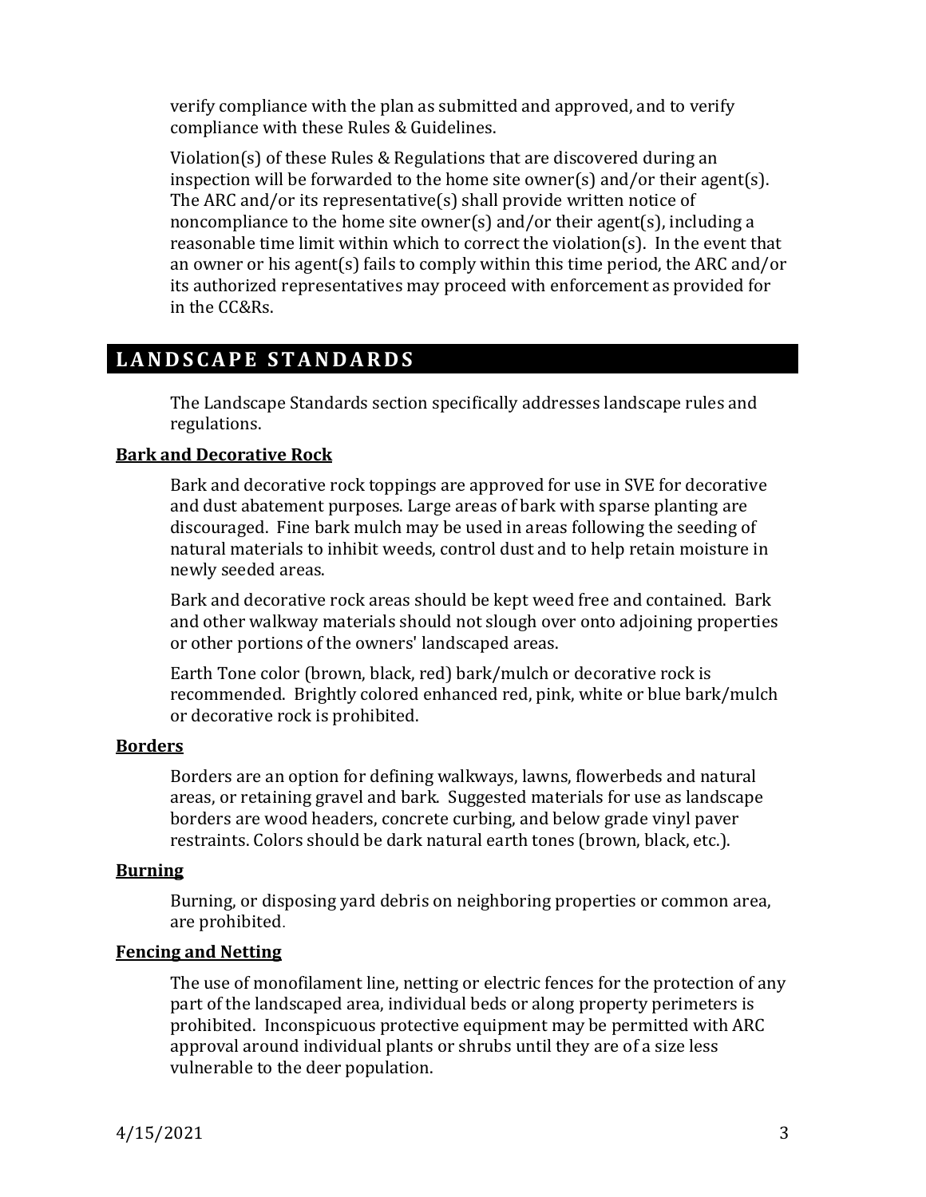verify compliance with the plan as submitted and approved, and to verify compliance with these Rules & Guidelines.

Violation(s) of these Rules & Regulations that are discovered during an inspection will be forwarded to the home site owner(s) and/or their agent(s). The ARC and/or its representative(s) shall provide written notice of noncompliance to the home site owner(s) and/or their agent(s), including a reasonable time limit within which to correct the violation(s). In the event that an owner or his agent(s) fails to comply within this time period, the ARC and/or its authorized representatives may proceed with enforcement as provided for in the CC&Rs.

## LANDSCAPE STANDARDS

The Landscape Standards section specifically addresses landscape rules and regulations.

### Bark and Decorative Rock

Bark and decorative rock toppings are approved for use in SVE for decorative and dust abatement purposes. Large areas of bark with sparse planting are discouraged. Fine bark mulch may be used in areas following the seeding of natural materials to inhibit weeds, control dust and to help retain moisture in newly seeded areas.

Bark and decorative rock areas should be kept weed free and contained. Bark and other walkway materials should not slough over onto adjoining properties or other portions of the owners' landscaped areas.

Earth Tone color (brown, black, red) bark/mulch or decorative rock is recommended. Brightly colored enhanced red, pink, white or blue bark/mulch or decorative rock is prohibited.

### Borders

Borders are an option for defining walkways, lawns, flowerbeds and natural areas, or retaining gravel and bark. Suggested materials for use as landscape borders are wood headers, concrete curbing, and below grade vinyl paver restraints. Colors should be dark natural earth tones (brown, black, etc.).

### Burning

Burning, or disposing yard debris on neighboring properties or common area, are prohibited.

### Fencing and Netting

The use of monofilament line, netting or electric fences for the protection of any part of the landscaped area, individual beds or along property perimeters is prohibited. Inconspicuous protective equipment may be permitted with ARC approval around individual plants or shrubs until they are of a size less vulnerable to the deer population.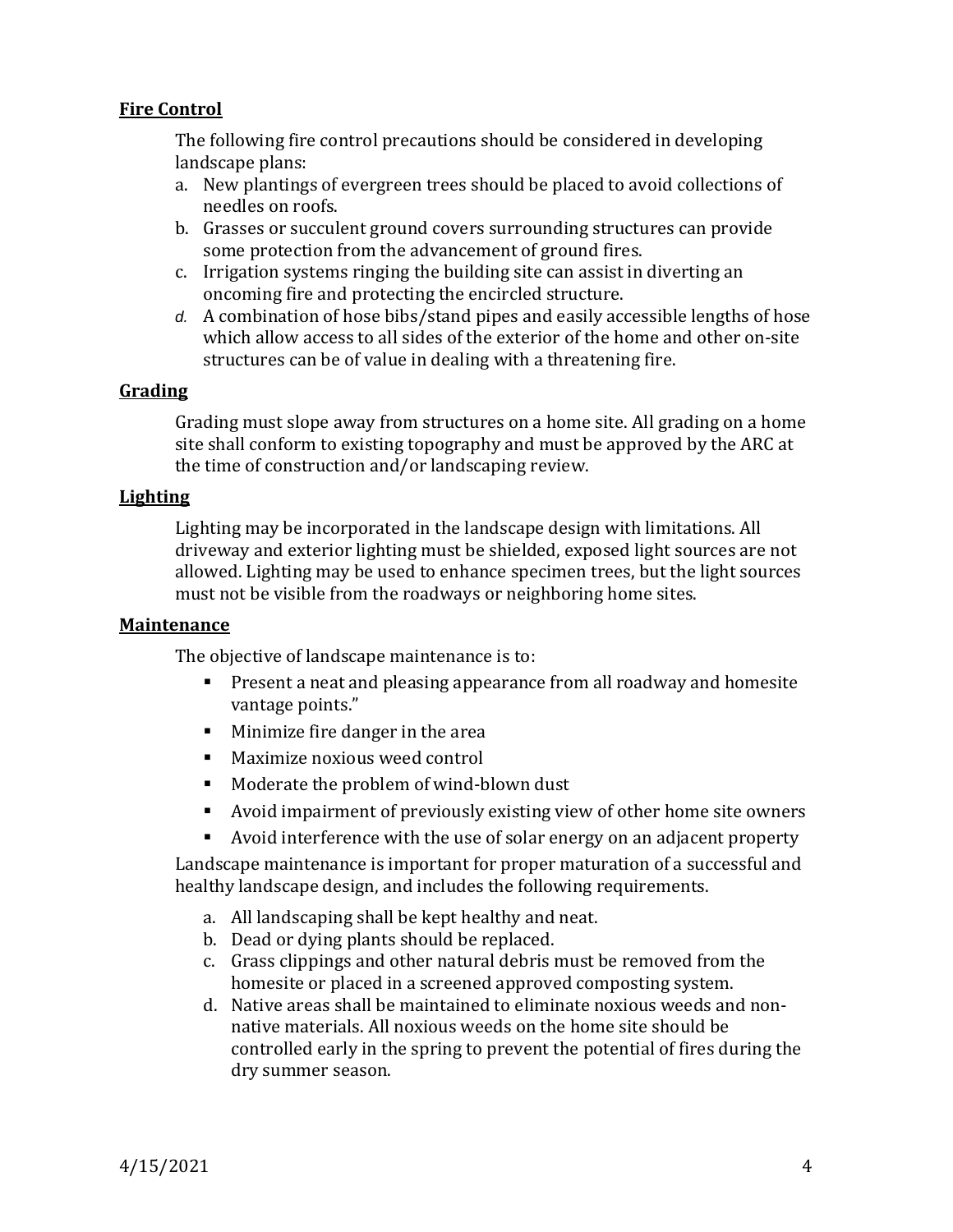**Fire Control**

The following fire control precautions should be considered in developing landscape plans:

a. New plantings of evergreen trees should be placed to avoid collections of needles on roofs.
b. Grasses or succulent ground covers surrounding structures can provide some protection from the advancement of ground fires.
c. Irrigation systems ringing the building site can assist in diverting an oncoming fire and protecting the encircled structure.
d. A combination of hose bibs/stand pipes and easily accessible lengths of hose which allow access to all sides of the exterior of the home and other on-site structures can be of value in dealing with a threatening fire.

**Grading**

Grading must slope away from structures on a home site. All grading on a home site shall conform to existing topography and must be approved by the ARC at the time of construction and/or landscaping review.

**Lighting**

Lighting may be incorporated in the landscape design with limitations. All driveway and exterior lighting must be shielded, exposed light sources are not allowed. Lighting may be used to enhance specimen trees, but the light sources must not be visible from the roadways or neighboring home sites.

**Maintenance**

The objective of landscape maintenance is to:

- Present a neat and pleasing appearance from all roadway and homesite vantage points."
- Minimize fire danger in the area
- Maximize noxious weed control
- Moderate the problem of wind-blown dust
- Avoid impairment of previously existing view of other home site owners
- Avoid interference with the use of solar energy on an adjacent property

Landscape maintenance is important for proper maturation of a successful and healthy landscape design, and includes the following requirements.

a. All landscaping shall be kept healthy and neat.
b. Dead or dying plants should be replaced.
c. Grass clippings and other natural debris must be removed from the homesite or placed in a screened approved composting system.
d. Native areas shall be maintained to eliminate noxious weeds and non-native materials. All noxious weeds on the home site should be controlled early in the spring to prevent the potential of fires during the dry summer season.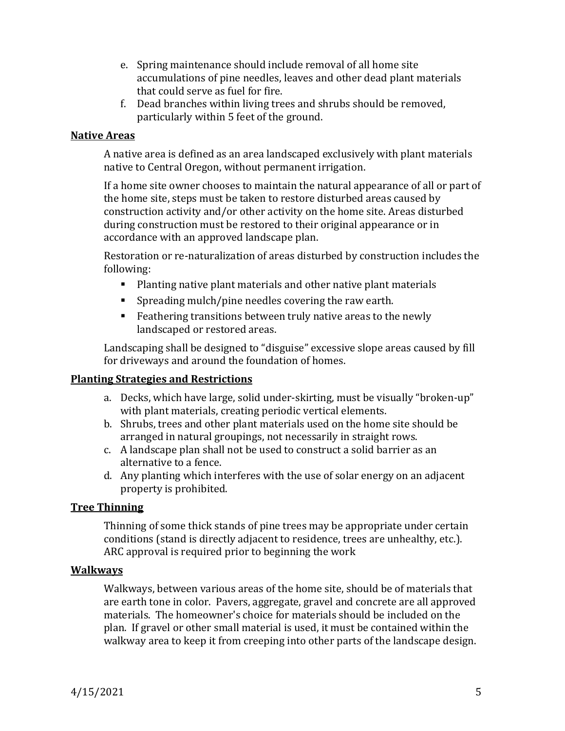e. Spring maintenance should include removal of all home site accumulations of pine needles, leaves and other dead plant materials that could serve as fuel for fire.
f. Dead branches within living trees and shrubs should be removed, particularly within 5 feet of the ground.

**Native Areas**

A native area is defined as an area landscaped exclusively with plant materials native to Central Oregon, without permanent irrigation.

If a home site owner chooses to maintain the natural appearance of all or part of the home site, steps must be taken to restore disturbed areas caused by construction activity and/or other activity on the home site. Areas disturbed during construction must be restored to their original appearance or in accordance with an approved landscape plan.

Restoration or re-naturalization of areas disturbed by construction includes the following:

- Planting native plant materials and other native plant materials
- Spreading mulch/pine needles covering the raw earth.
- Feathering transitions between truly native areas to the newly landscaped or restored areas.

Landscaping shall be designed to "disguise" excessive slope areas caused by fill for driveways and around the foundation of homes.

**Planting Strategies and Restrictions**

a. Decks, which have large, solid under-skirting, must be visually "broken-up" with plant materials, creating periodic vertical elements.
b. Shrubs, trees and other plant materials used on the home site should be arranged in natural groupings, not necessarily in straight rows.
c. A landscape plan shall not be used to construct a solid barrier as an alternative to a fence.
d. Any planting which interferes with the use of solar energy on an adjacent property is prohibited.

**Tree Thinning**

Thinning of some thick stands of pine trees may be appropriate under certain conditions (stand is directly adjacent to residence, trees are unhealthy, etc.). ARC approval is required prior to beginning the work

**Walkways**

Walkways, between various areas of the home site, should be of materials that are earth tone in color. Pavers, aggregate, gravel and concrete are all approved materials. The homeowner's choice for materials should be included on the plan. If gravel or other small material is used, it must be contained within the walkway area to keep it from creeping into other parts of the landscape design.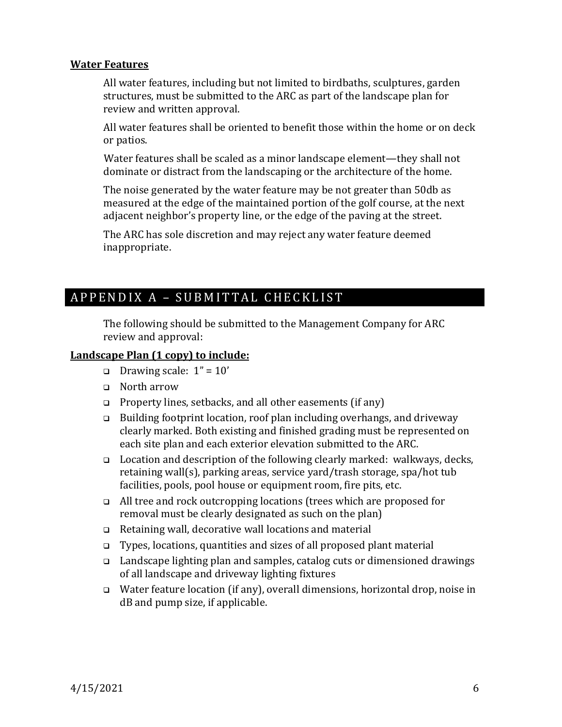**Water Features**

All water features, including but not limited to birdbaths, sculptures, garden structures, must be submitted to the ARC as part of the landscape plan for review and written approval.

All water features shall be oriented to benefit those within the home or on deck or patios.

Water features shall be scaled as a minor landscape element—they shall not dominate or distract from the landscaping or the architecture of the home.

The noise generated by the water feature may be not greater than 50db as measured at the edge of the maintained portion of the golf course, at the next adjacent neighbor's property line, or the edge of the paving at the street.

The ARC has sole discretion and may reject any water feature deemed inappropriate.

## APPENDIX A – SUBMITTAL CHECKLIST

The following should be submitted to the Management Company for ARC review and approval:

**Landscape Plan (1 copy) to include:**

- ❑ Drawing scale: 1" = 10'
- ❑ North arrow
- ❑ Property lines, setbacks, and all other easements (if any)
- ❑ Building footprint location, roof plan including overhangs, and driveway clearly marked. Both existing and finished grading must be represented on each site plan and each exterior elevation submitted to the ARC.
- ❑ Location and description of the following clearly marked: walkways, decks, retaining wall(s), parking areas, service yard/trash storage, spa/hot tub facilities, pools, pool house or equipment room, fire pits, etc.
- ❑ All tree and rock outcropping locations (trees which are proposed for removal must be clearly designated as such on the plan)
- ❑ Retaining wall, decorative wall locations and material
- ❑ Types, locations, quantities and sizes of all proposed plant material
- ❑ Landscape lighting plan and samples, catalog cuts or dimensioned drawings of all landscape and driveway lighting fixtures
- ❑ Water feature location (if any), overall dimensions, horizontal drop, noise in dB and pump size, if applicable.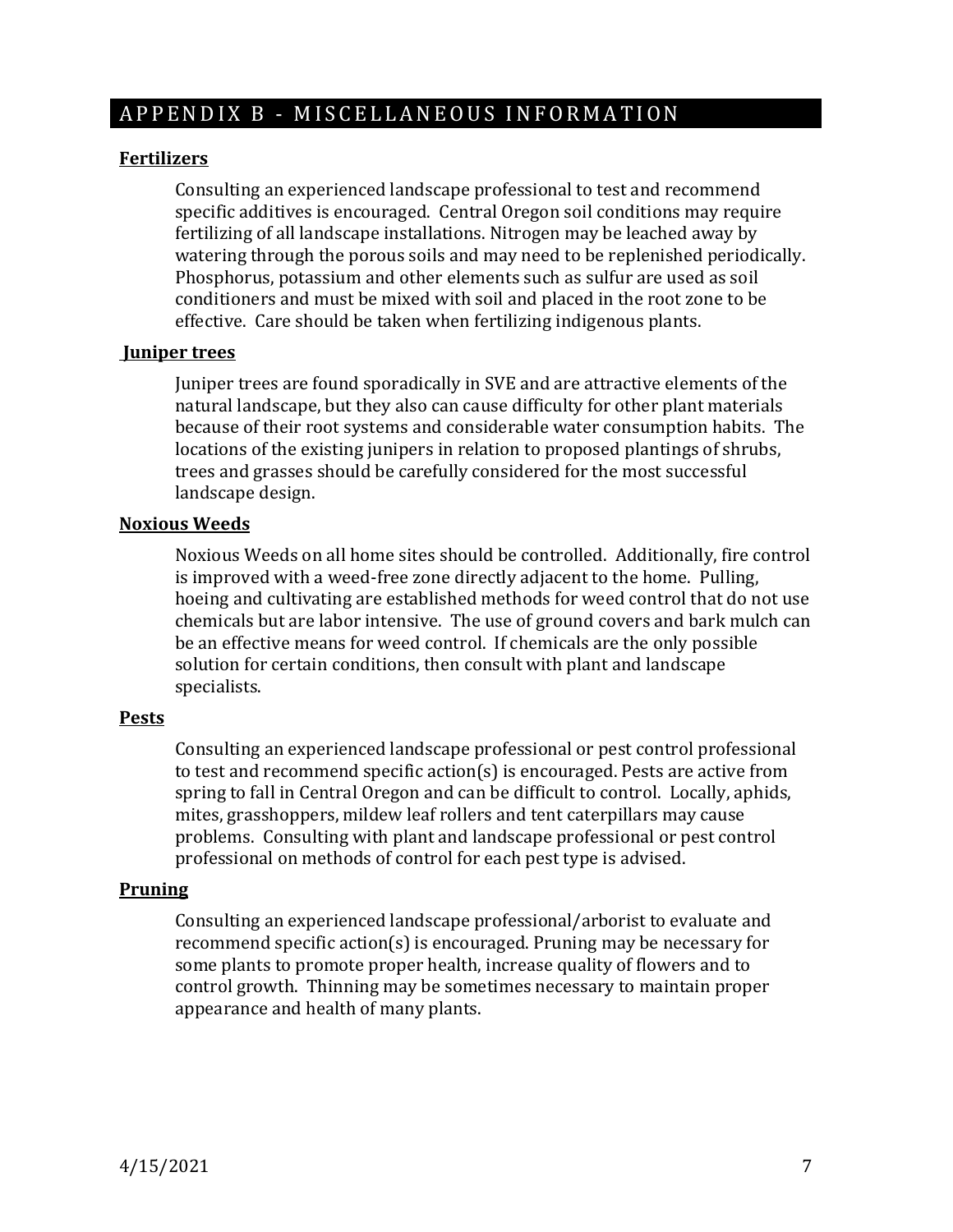## APPENDIX B - MISCELLANEOUS INFORMATION

**Fertilizers**

Consulting an experienced landscape professional to test and recommend specific additives is encouraged. Central Oregon soil conditions may require fertilizing of all landscape installations. Nitrogen may be leached away by watering through the porous soils and may need to be replenished periodically. Phosphorus, potassium and other elements such as sulfur are used as soil conditioners and must be mixed with soil and placed in the root zone to be effective. Care should be taken when fertilizing indigenous plants.

**Juniper trees**

Juniper trees are found sporadically in SVE and are attractive elements of the natural landscape, but they also can cause difficulty for other plant materials because of their root systems and considerable water consumption habits. The locations of the existing junipers in relation to proposed plantings of shrubs, trees and grasses should be carefully considered for the most successful landscape design.

**Noxious Weeds**

Noxious Weeds on all home sites should be controlled. Additionally, fire control is improved with a weed-free zone directly adjacent to the home. Pulling, hoeing and cultivating are established methods for weed control that do not use chemicals but are labor intensive. The use of ground covers and bark mulch can be an effective means for weed control. If chemicals are the only possible solution for certain conditions, then consult with plant and landscape specialists.

**Pests**

Consulting an experienced landscape professional or pest control professional to test and recommend specific action(s) is encouraged. Pests are active from spring to fall in Central Oregon and can be difficult to control. Locally, aphids, mites, grasshoppers, mildew leaf rollers and tent caterpillars may cause problems. Consulting with plant and landscape professional or pest control professional on methods of control for each pest type is advised.

**Pruning**

Consulting an experienced landscape professional/arborist to evaluate and recommend specific action(s) is encouraged. Pruning may be necessary for some plants to promote proper health, increase quality of flowers and to control growth. Thinning may be sometimes necessary to maintain proper appearance and health of many plants.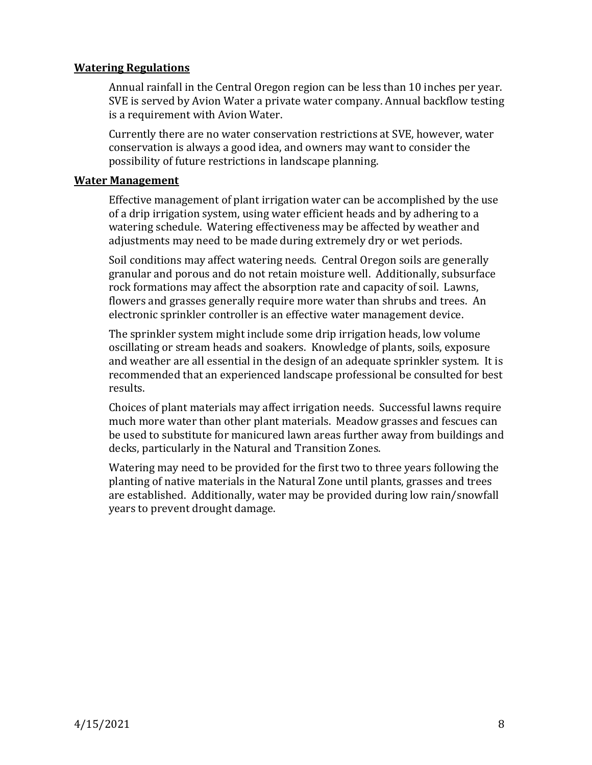**Watering Regulations**

Annual rainfall in the Central Oregon region can be less than 10 inches per year. SVE is served by Avion Water a private water company. Annual backflow testing is a requirement with Avion Water.

Currently there are no water conservation restrictions at SVE, however, water conservation is always a good idea, and owners may want to consider the possibility of future restrictions in landscape planning.

**Water Management**

Effective management of plant irrigation water can be accomplished by the use of a drip irrigation system, using water efficient heads and by adhering to a watering schedule. Watering effectiveness may be affected by weather and adjustments may need to be made during extremely dry or wet periods.

Soil conditions may affect watering needs. Central Oregon soils are generally granular and porous and do not retain moisture well. Additionally, subsurface rock formations may affect the absorption rate and capacity of soil. Lawns, flowers and grasses generally require more water than shrubs and trees. An electronic sprinkler controller is an effective water management device.

The sprinkler system might include some drip irrigation heads, low volume oscillating or stream heads and soakers. Knowledge of plants, soils, exposure and weather are all essential in the design of an adequate sprinkler system. It is recommended that an experienced landscape professional be consulted for best results.

Choices of plant materials may affect irrigation needs. Successful lawns require much more water than other plant materials. Meadow grasses and fescues can be used to substitute for manicured lawn areas further away from buildings and decks, particularly in the Natural and Transition Zones.

Watering may need to be provided for the first two to three years following the planting of native materials in the Natural Zone until plants, grasses and trees are established. Additionally, water may be provided during low rain/snowfall years to prevent drought damage.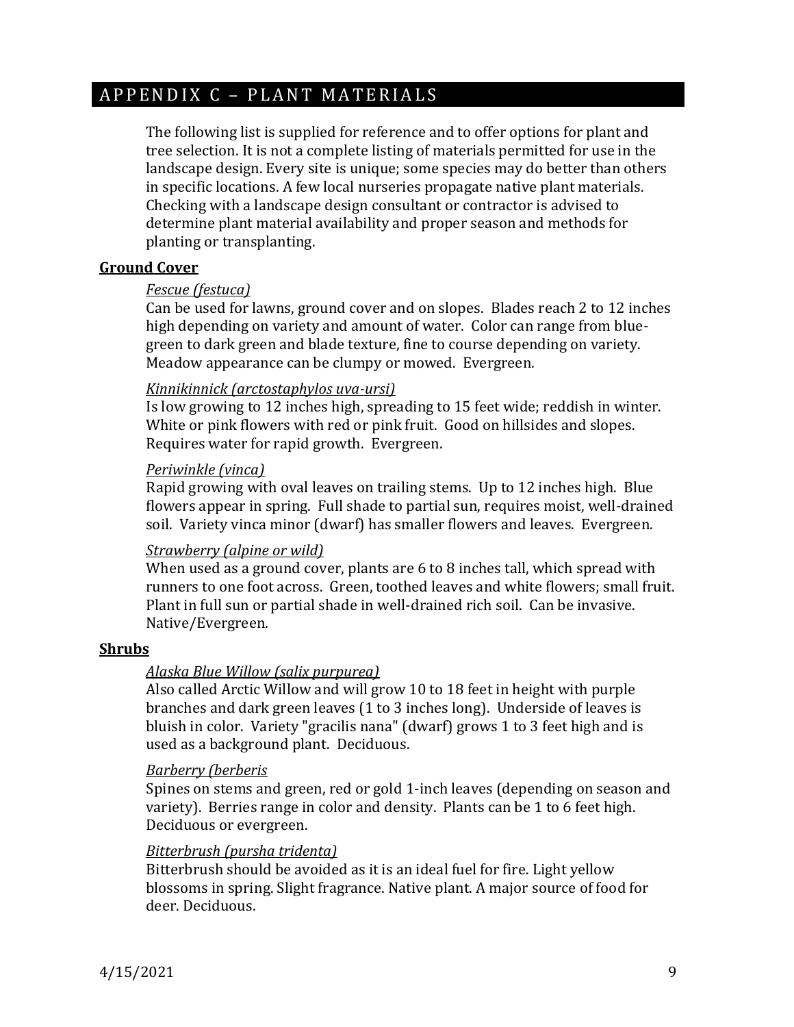## APPENDIX C – PLANT MATERIALS

The following list is supplied for reference and to offer options for plant and tree selection. It is not a complete listing of materials permitted for use in the landscape design. Every site is unique; some species may do better than others in specific locations. A few local nurseries propagate native plant materials. Checking with a landscape design consultant or contractor is advised to determine plant material availability and proper season and methods for planting or transplanting.

### Ground Cover

*Fescue (festuca)*
Can be used for lawns, ground cover and on slopes. Blades reach 2 to 12 inches high depending on variety and amount of water. Color can range from blue-green to dark green and blade texture, fine to course depending on variety. Meadow appearance can be clumpy or mowed. Evergreen.

*Kinnikinnick (arctostaphylos uva-ursi)*
Is low growing to 12 inches high, spreading to 15 feet wide; reddish in winter. White or pink flowers with red or pink fruit. Good on hillsides and slopes. Requires water for rapid growth. Evergreen.

*Periwinkle (vinca)*
Rapid growing with oval leaves on trailing stems. Up to 12 inches high. Blue flowers appear in spring. Full shade to partial sun, requires moist, well-drained soil. Variety vinca minor (dwarf) has smaller flowers and leaves. Evergreen.

*Strawberry (alpine or wild)*
When used as a ground cover, plants are 6 to 8 inches tall, which spread with runners to one foot across. Green, toothed leaves and white flowers; small fruit. Plant in full sun or partial shade in well-drained rich soil. Can be invasive. Native/Evergreen.

### Shrubs

*Alaska Blue Willow (salix purpurea)*
Also called Arctic Willow and will grow 10 to 18 feet in height with purple branches and dark green leaves (1 to 3 inches long). Underside of leaves is bluish in color. Variety "gracilis nana" (dwarf) grows 1 to 3 feet high and is used as a background plant. Deciduous.

*Barberry (berberis*
Spines on stems and green, red or gold 1-inch leaves (depending on season and variety). Berries range in color and density. Plants can be 1 to 6 feet high. Deciduous or evergreen.

*Bitterbrush (pursha tridenta)*
Bitterbrush should be avoided as it is an ideal fuel for fire. Light yellow blossoms in spring. Slight fragrance. Native plant. A major source of food for deer. Deciduous.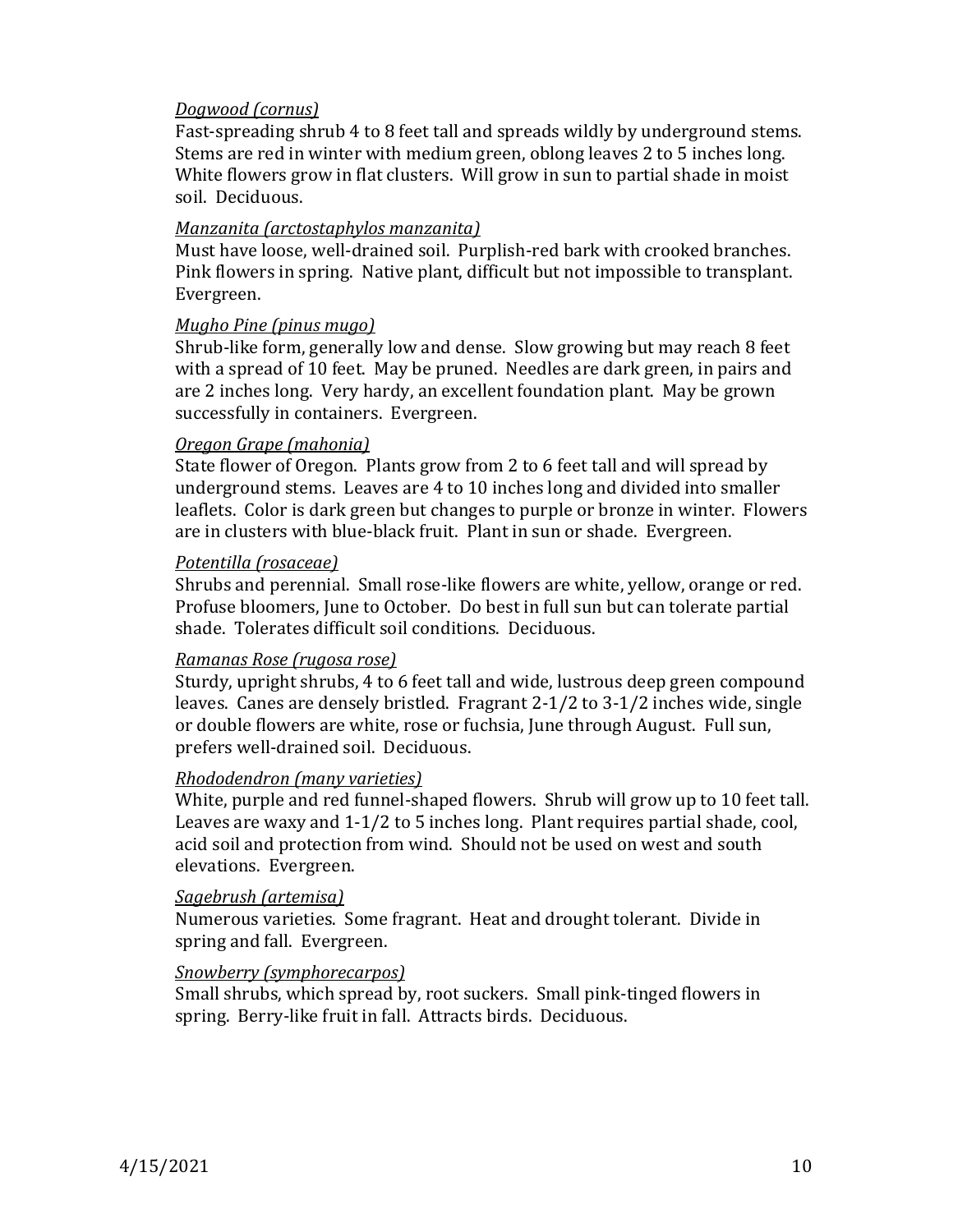*Dogwood (cornus)*

Fast-spreading shrub 4 to 8 feet tall and spreads wildly by underground stems. Stems are red in winter with medium green, oblong leaves 2 to 5 inches long. White flowers grow in flat clusters. Will grow in sun to partial shade in moist soil. Deciduous.

*Manzanita (arctostaphylos manzanita)*

Must have loose, well-drained soil. Purplish-red bark with crooked branches. Pink flowers in spring. Native plant, difficult but not impossible to transplant. Evergreen.

*Mugho Pine (pinus mugo)*

Shrub-like form, generally low and dense. Slow growing but may reach 8 feet with a spread of 10 feet. May be pruned. Needles are dark green, in pairs and are 2 inches long. Very hardy, an excellent foundation plant. May be grown successfully in containers. Evergreen.

*Oregon Grape (mahonia)*

State flower of Oregon. Plants grow from 2 to 6 feet tall and will spread by underground stems. Leaves are 4 to 10 inches long and divided into smaller leaflets. Color is dark green but changes to purple or bronze in winter. Flowers are in clusters with blue-black fruit. Plant in sun or shade. Evergreen.

*Potentilla (rosaceae)*

Shrubs and perennial. Small rose-like flowers are white, yellow, orange or red. Profuse bloomers, June to October. Do best in full sun but can tolerate partial shade. Tolerates difficult soil conditions. Deciduous.

*Ramanas Rose (rugosa rose)*

Sturdy, upright shrubs, 4 to 6 feet tall and wide, lustrous deep green compound leaves. Canes are densely bristled. Fragrant 2-1/2 to 3-1/2 inches wide, single or double flowers are white, rose or fuchsia, June through August. Full sun, prefers well-drained soil. Deciduous.

*Rhododendron (many varieties)*

White, purple and red funnel-shaped flowers. Shrub will grow up to 10 feet tall. Leaves are waxy and 1-1/2 to 5 inches long. Plant requires partial shade, cool, acid soil and protection from wind. Should not be used on west and south elevations. Evergreen.

*Sagebrush (artemisa)*

Numerous varieties. Some fragrant. Heat and drought tolerant. Divide in spring and fall. Evergreen.

*Snowberry (symphorecarpos)*

Small shrubs, which spread by, root suckers. Small pink-tinged flowers in spring. Berry-like fruit in fall. Attracts birds. Deciduous.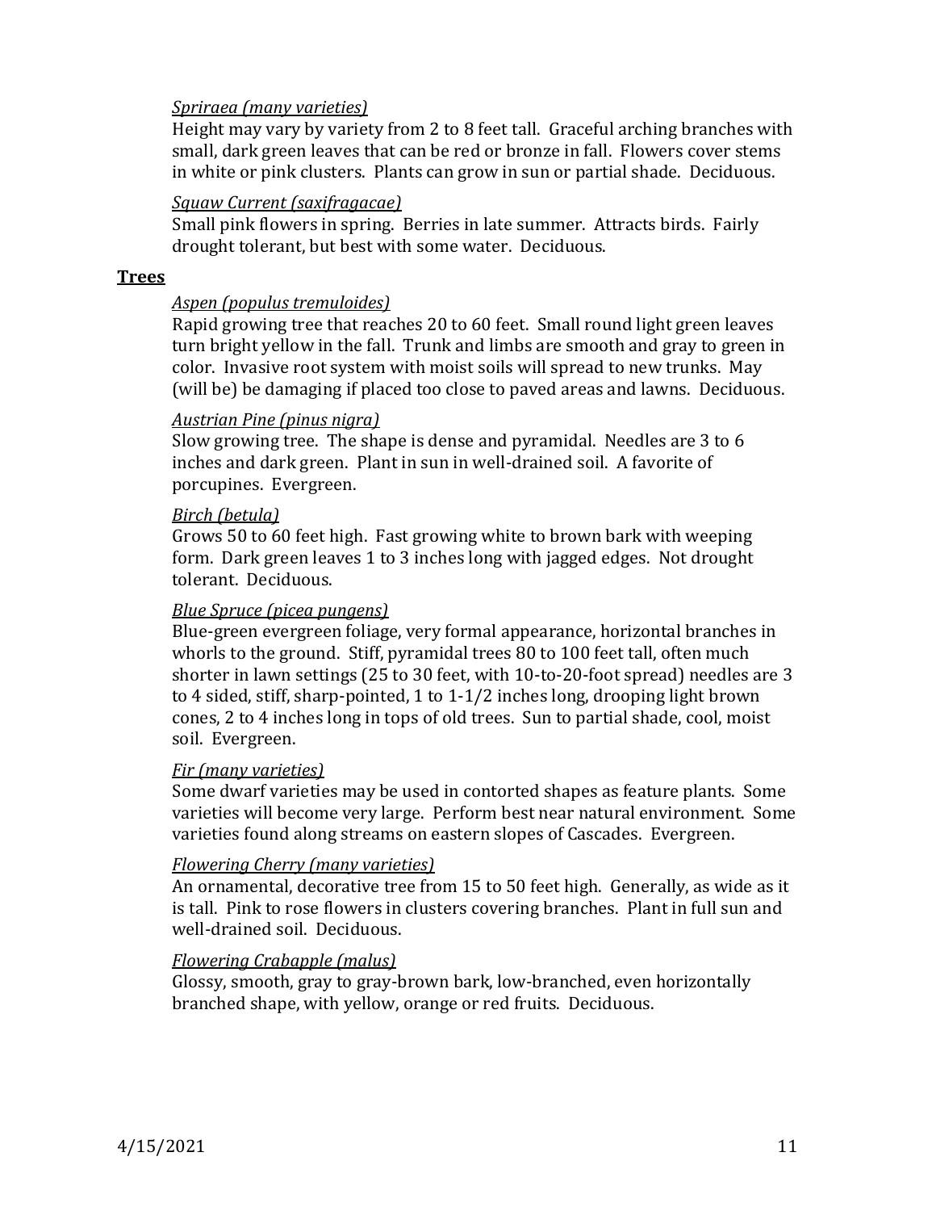*Spriraea (many varieties)*

Height may vary by variety from 2 to 8 feet tall. Graceful arching branches with small, dark green leaves that can be red or bronze in fall. Flowers cover stems in white or pink clusters. Plants can grow in sun or partial shade. Deciduous.

*Squaw Current (saxifragacae)*

Small pink flowers in spring. Berries in late summer. Attracts birds. Fairly drought tolerant, but best with some water. Deciduous.

## Trees

*Aspen (populus tremuloides)*

Rapid growing tree that reaches 20 to 60 feet. Small round light green leaves turn bright yellow in the fall. Trunk and limbs are smooth and gray to green in color. Invasive root system with moist soils will spread to new trunks. May (will be) be damaging if placed too close to paved areas and lawns. Deciduous.

*Austrian Pine (pinus nigra)*

Slow growing tree. The shape is dense and pyramidal. Needles are 3 to 6 inches and dark green. Plant in sun in well-drained soil. A favorite of porcupines. Evergreen.

*Birch (betula)*

Grows 50 to 60 feet high. Fast growing white to brown bark with weeping form. Dark green leaves 1 to 3 inches long with jagged edges. Not drought tolerant. Deciduous.

*Blue Spruce (picea pungens)*

Blue-green evergreen foliage, very formal appearance, horizontal branches in whorls to the ground. Stiff, pyramidal trees 80 to 100 feet tall, often much shorter in lawn settings (25 to 30 feet, with 10-to-20-foot spread) needles are 3 to 4 sided, stiff, sharp-pointed, 1 to 1-1/2 inches long, drooping light brown cones, 2 to 4 inches long in tops of old trees. Sun to partial shade, cool, moist soil. Evergreen.

*Fir (many varieties)*

Some dwarf varieties may be used in contorted shapes as feature plants. Some varieties will become very large. Perform best near natural environment. Some varieties found along streams on eastern slopes of Cascades. Evergreen.

*Flowering Cherry (many varieties)*

An ornamental, decorative tree from 15 to 50 feet high. Generally, as wide as it is tall. Pink to rose flowers in clusters covering branches. Plant in full sun and well-drained soil. Deciduous.

*Flowering Crabapple (malus)*

Glossy, smooth, gray to gray-brown bark, low-branched, even horizontally branched shape, with yellow, orange or red fruits. Deciduous.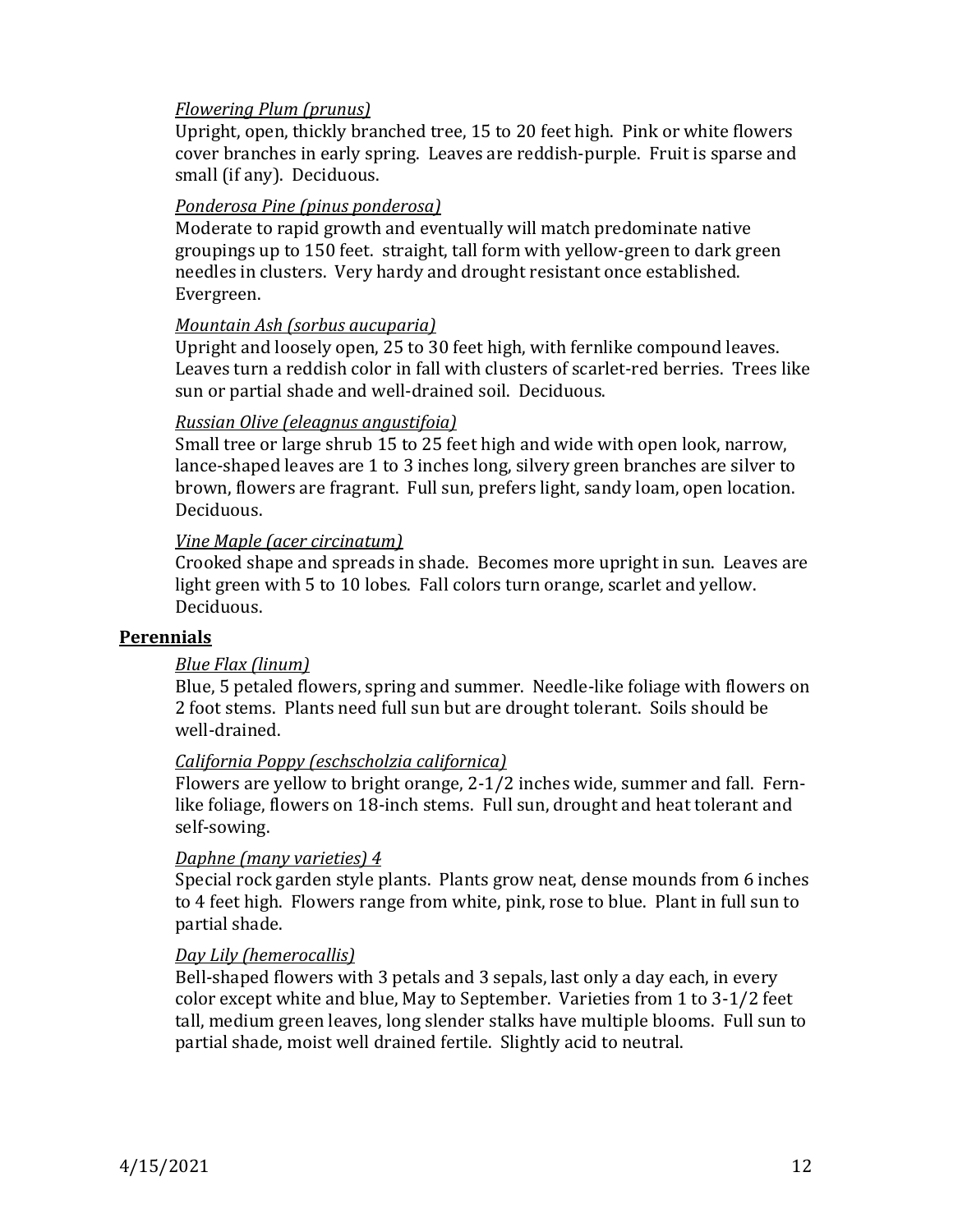*Flowering Plum (prunus)*

Upright, open, thickly branched tree, 15 to 20 feet high. Pink or white flowers cover branches in early spring. Leaves are reddish-purple. Fruit is sparse and small (if any). Deciduous.

*Ponderosa Pine (pinus ponderosa)*

Moderate to rapid growth and eventually will match predominate native groupings up to 150 feet. straight, tall form with yellow-green to dark green needles in clusters. Very hardy and drought resistant once established. Evergreen.

*Mountain Ash (sorbus aucuparia)*

Upright and loosely open, 25 to 30 feet high, with fernlike compound leaves. Leaves turn a reddish color in fall with clusters of scarlet-red berries. Trees like sun or partial shade and well-drained soil. Deciduous.

*Russian Olive (eleagnus angustifoia)*

Small tree or large shrub 15 to 25 feet high and wide with open look, narrow, lance-shaped leaves are 1 to 3 inches long, silvery green branches are silver to brown, flowers are fragrant. Full sun, prefers light, sandy loam, open location. Deciduous.

*Vine Maple (acer circinatum)*

Crooked shape and spreads in shade. Becomes more upright in sun. Leaves are light green with 5 to 10 lobes. Fall colors turn orange, scarlet and yellow. Deciduous.

## Perennials

*Blue Flax (linum)*

Blue, 5 petaled flowers, spring and summer. Needle-like foliage with flowers on 2 foot stems. Plants need full sun but are drought tolerant. Soils should be well-drained.

*California Poppy (eschscholzia californica)*

Flowers are yellow to bright orange, 2-1/2 inches wide, summer and fall. Fern-like foliage, flowers on 18-inch stems. Full sun, drought and heat tolerant and self-sowing.

*Daphne (many varieties) 4*

Special rock garden style plants. Plants grow neat, dense mounds from 6 inches to 4 feet high. Flowers range from white, pink, rose to blue. Plant in full sun to partial shade.

*Day Lily (hemerocallis)*

Bell-shaped flowers with 3 petals and 3 sepals, last only a day each, in every color except white and blue, May to September. Varieties from 1 to 3-1/2 feet tall, medium green leaves, long slender stalks have multiple blooms. Full sun to partial shade, moist well drained fertile. Slightly acid to neutral.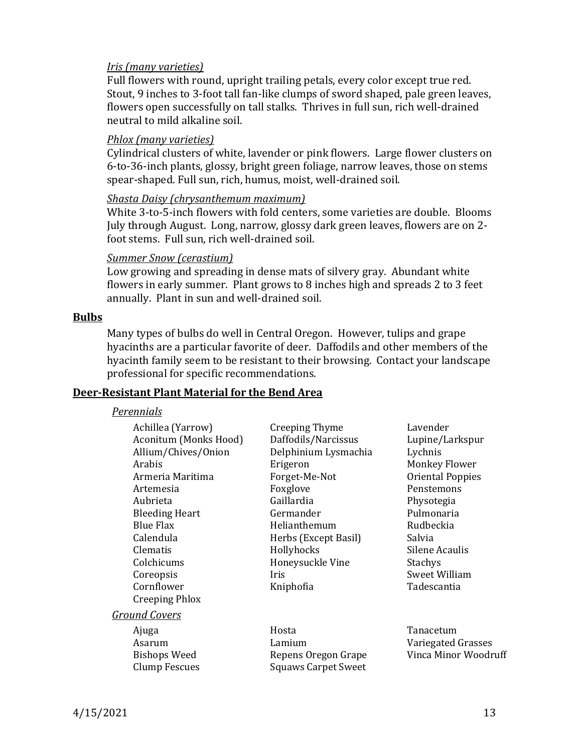*Iris (many varieties)*

Full flowers with round, upright trailing petals, every color except true red. Stout, 9 inches to 3-foot tall fan-like clumps of sword shaped, pale green leaves, flowers open successfully on tall stalks. Thrives in full sun, rich well-drained neutral to mild alkaline soil.

*Phlox (many varieties)*

Cylindrical clusters of white, lavender or pink flowers. Large flower clusters on 6-to-36-inch plants, glossy, bright green foliage, narrow leaves, those on stems spear-shaped. Full sun, rich, humus, moist, well-drained soil.

*Shasta Daisy (chrysanthemum maximum)*

White 3-to-5-inch flowers with fold centers, some varieties are double. Blooms July through August. Long, narrow, glossy dark green leaves, flowers are on 2-foot stems. Full sun, rich well-drained soil.

*Summer Snow (cerastium)*

Low growing and spreading in dense mats of silvery gray. Abundant white flowers in early summer. Plant grows to 8 inches high and spreads 2 to 3 feet annually. Plant in sun and well-drained soil.

## Bulbs

Many types of bulbs do well in Central Oregon. However, tulips and grape hyacinths are a particular favorite of deer. Daffodils and other members of the hyacinth family seem to be resistant to their browsing. Contact your landscape professional for specific recommendations.

## Deer-Resistant Plant Material for the Bend Area

*Perennials*

- Achillea (Yarrow)
- Aconitum (Monks Hood)
- Allium/Chives/Onion
- Arabis
- Armeria Maritima
- Artemesia
- Aubrieta
- Bleeding Heart
- Blue Flax
- Calendula
- Clematis
- Colchicums
- Coreopsis
- Cornflower
- Creeping Phlox
- Creeping Thyme
- Daffodils/Narcissus
- Delphinium Lysmachia
- Erigeron
- Forget-Me-Not
- Foxglove
- Gaillardia
- Germander
- Helianthemum
- Herbs (Except Basil)
- Hollyhocks
- Honeysuckle Vine
- Iris
- Kniphofia
- Lavender
- Lupine/Larkspur
- Lychnis
- Monkey Flower
- Oriental Poppies
- Penstemons
- Physotegia
- Pulmonaria
- Rudbeckia
- Salvia
- Silene Acaulis
- Stachys
- Sweet William
- Tadescantia

*Ground Covers*

- Ajuga
- Asarum
- Bishops Weed
- Clump Fescues
- Hosta
- Lamium
- Repens Oregon Grape
- Squaws Carpet Sweet
- Tanacetum
- Variegated Grasses
- Vinca Minor Woodruff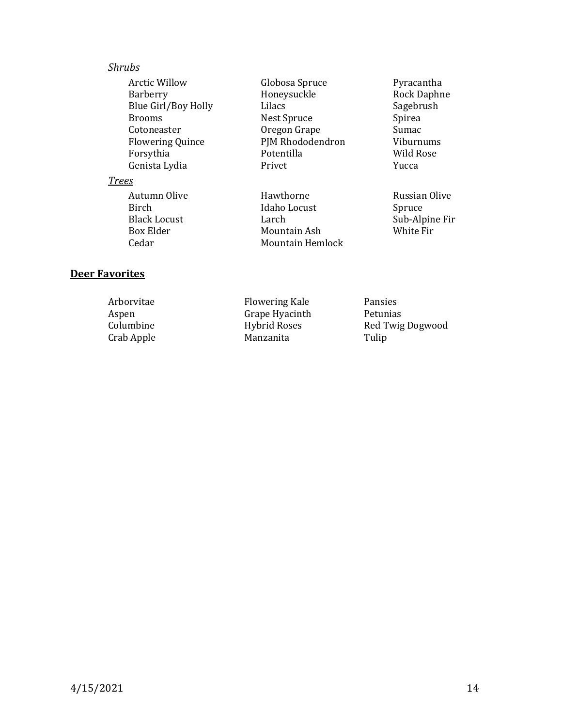*Shrubs*

- Arctic Willow
- Barberry
- Blue Girl/Boy Holly
- Brooms
- Cotoneaster
- Flowering Quince
- Forsythia
- Genista Lydia
- Globosa Spruce
- Honeysuckle
- Lilacs
- Nest Spruce
- Oregon Grape
- PJM Rhododendron
- Potentilla
- Privet
- Pyracantha
- Rock Daphne
- Sagebrush
- Spirea
- Sumac
- Viburnums
- Wild Rose
- Yucca

*Trees*

- Autumn Olive
- Birch
- Black Locust
- Box Elder
- Cedar
- Hawthorne
- Idaho Locust
- Larch
- Mountain Ash
- Mountain Hemlock
- Russian Olive
- Spruce
- Sub-Alpine Fir
- White Fir

## Deer Favorites

- Arborvitae
- Aspen
- Columbine
- Crab Apple
- Flowering Kale
- Grape Hyacinth
- Hybrid Roses
- Manzanita
- Pansies
- Petunias
- Red Twig Dogwood
- Tulip